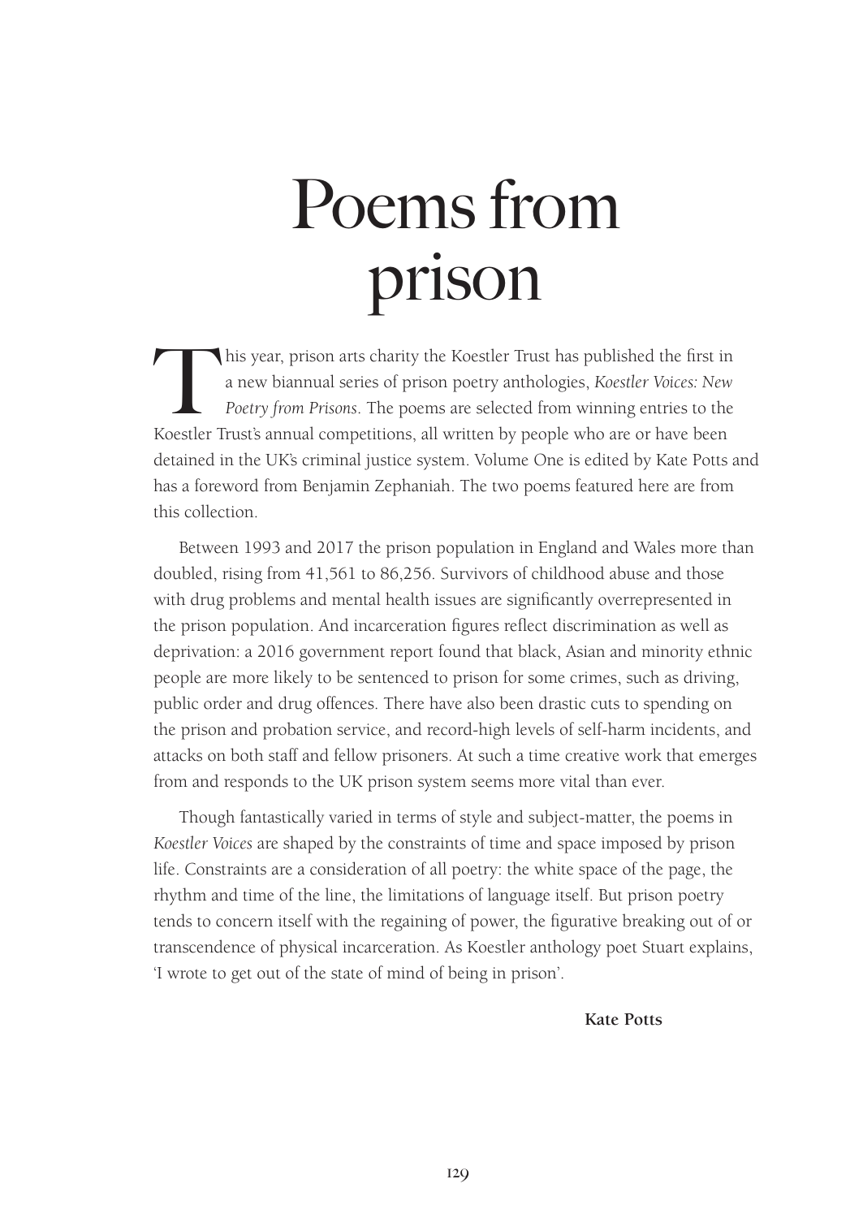# Poems from prison

This year, prison arts charity the Koestler Trust has published the first in a new biannual series of prison poetry anthologies, *Koestler Voices: New Poetry from Prisons*. The poems are selected from winning entries to the Koestler Trust's annual competitions, all written by people who are or have been detained in the UK's criminal justice system. Volume One is edited by Kate Potts and has a foreword from Benjamin Zephaniah. The two poems featured here are from this collection.

Between 1993 and 2017 the prison population in England and Wales more than doubled, rising from 41,561 to 86,256. Survivors of childhood abuse and those with drug problems and mental health issues are significantly overrepresented in the prison population. And incarceration figures reflect discrimination as well as deprivation: a 2016 government report found that black, Asian and minority ethnic people are more likely to be sentenced to prison for some crimes, such as driving, public order and drug offences. There have also been drastic cuts to spending on the prison and probation service, and record-high levels of self-harm incidents, and attacks on both staff and fellow prisoners. At such a time creative work that emerges from and responds to the UK prison system seems more vital than ever.

Though fantastically varied in terms of style and subject-matter, the poems in *Koestler Voices* are shaped by the constraints of time and space imposed by prison life. Constraints are a consideration of all poetry: the white space of the page, the rhythm and time of the line, the limitations of language itself. But prison poetry tends to concern itself with the regaining of power, the figurative breaking out of or transcendence of physical incarceration. As Koestler anthology poet Stuart explains, 'I wrote to get out of the state of mind of being in prison'.

**Kate Potts**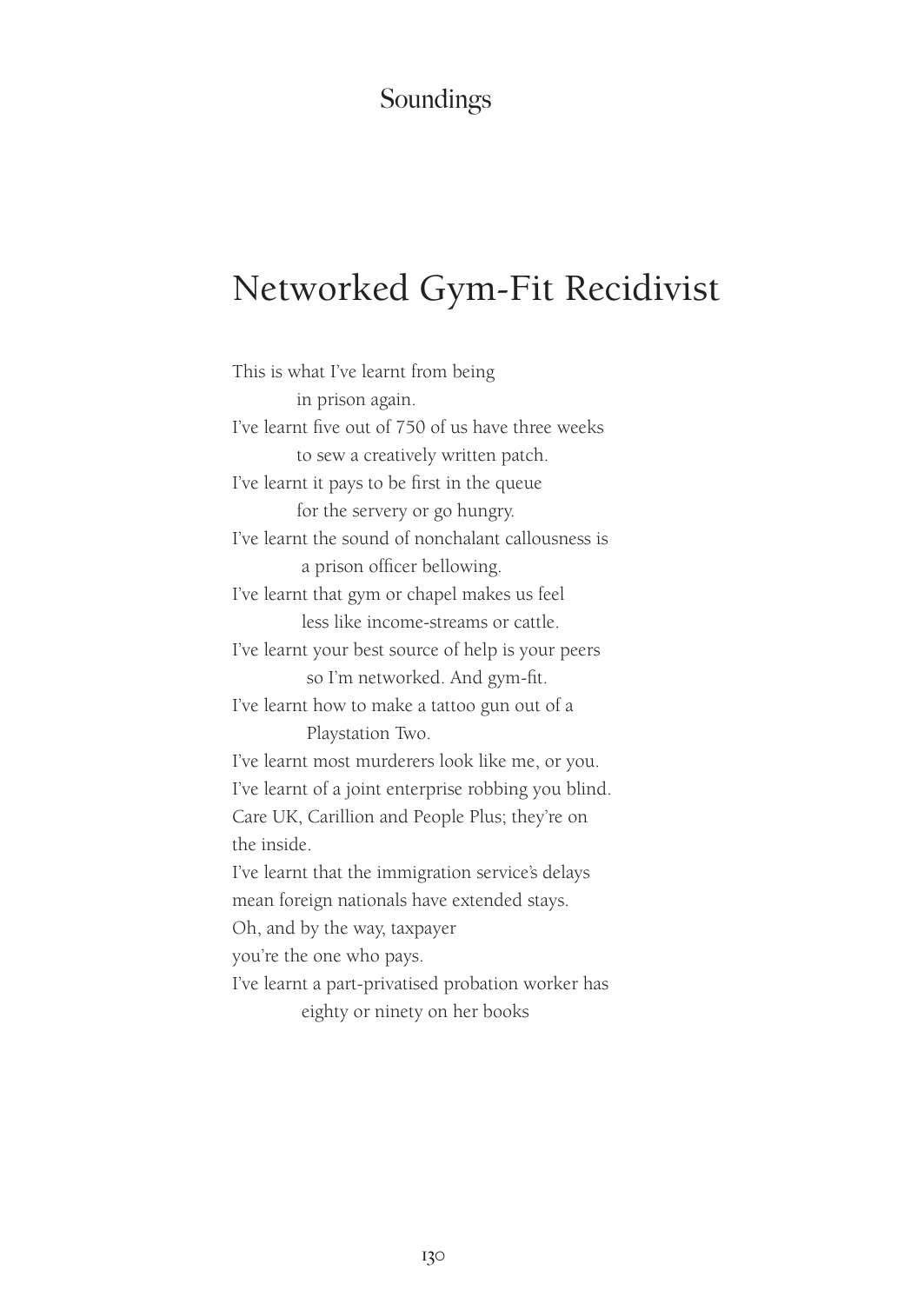# Networked Gym-Fit Recidivist

This is what I've learnt from being  
&nbsp;&nbsp;&nbsp;&nbsp;&nbsp;&nbsp;&nbsp;&nbsp;in prison again.  
I've learnt five out of 750 of us have three weeks  
&nbsp;&nbsp;&nbsp;&nbsp;&nbsp;&nbsp;&nbsp;&nbsp;to sew a creatively written patch.  
I've learnt it pays to be first in the queue  
&nbsp;&nbsp;&nbsp;&nbsp;&nbsp;&nbsp;&nbsp;&nbsp;for the servery or go hungry.  
I've learnt the sound of nonchalant callousness is  
&nbsp;&nbsp;&nbsp;&nbsp;&nbsp;&nbsp;&nbsp;&nbsp;a prison officer bellowing.  
I've learnt that gym or chapel makes us feel  
&nbsp;&nbsp;&nbsp;&nbsp;&nbsp;&nbsp;&nbsp;&nbsp;less like income-streams or cattle.  
I've learnt your best source of help is your peers  
&nbsp;&nbsp;&nbsp;&nbsp;&nbsp;&nbsp;&nbsp;&nbsp;so I'm networked. And gym-fit.  
I've learnt how to make a tattoo gun out of a  
&nbsp;&nbsp;&nbsp;&nbsp;&nbsp;&nbsp;&nbsp;&nbsp;Playstation Two.  
I've learnt most murderers look like me, or you.  
I've learnt of a joint enterprise robbing you blind.  
Care UK, Carillion and People Plus; they're on  
the inside.  
I've learnt that the immigration service's delays  
mean foreign nationals have extended stays.  
Oh, and by the way, taxpayer  
you're the one who pays.  
I've learnt a part-privatised probation worker has  
&nbsp;&nbsp;&nbsp;&nbsp;&nbsp;&nbsp;&nbsp;&nbsp;eighty or ninety on her books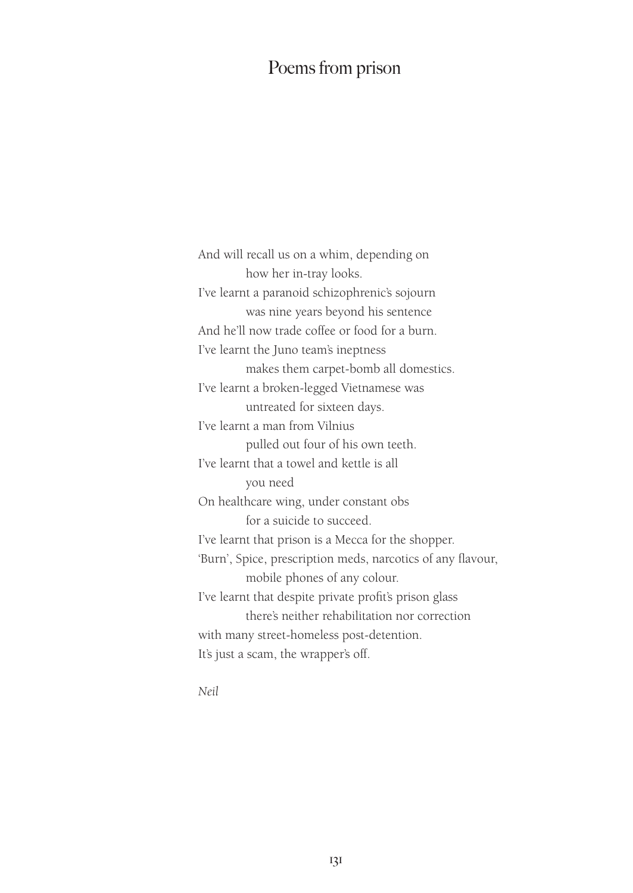And will recall us on a whim, depending on
          how her in-tray looks.
I've learnt a paranoid schizophrenic's sojourn
          was nine years beyond his sentence
And he'll now trade coffee or food for a burn.
I've learnt the Juno team's ineptness
          makes them carpet-bomb all domestics.
I've learnt a broken-legged Vietnamese was
          untreated for sixteen days.
I've learnt a man from Vilnius
          pulled out four of his own teeth.
I've learnt that a towel and kettle is all
          you need
On healthcare wing, under constant obs
          for a suicide to succeed.
I've learnt that prison is a Mecca for the shopper.
'Burn', Spice, prescription meds, narcotics of any flavour,
          mobile phones of any colour.
I've learnt that despite private profit's prison glass
          there's neither rehabilitation nor correction
with many street-homeless post-detention.
It's just a scam, the wrapper's off.

*Neil*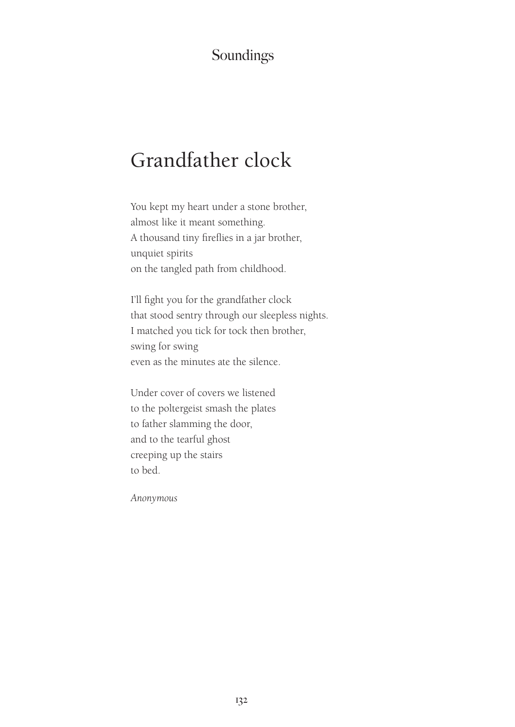# Grandfather clock

You kept my heart under a stone brother,
almost like it meant something.
A thousand tiny fireflies in a jar brother,
unquiet spirits
on the tangled path from childhood.

I'll fight you for the grandfather clock
that stood sentry through our sleepless nights.
I matched you tick for tock then brother,
swing for swing
even as the minutes ate the silence.

Under cover of covers we listened
to the poltergeist smash the plates
to father slamming the door,
and to the tearful ghost
creeping up the stairs
to bed.

*Anonymous*